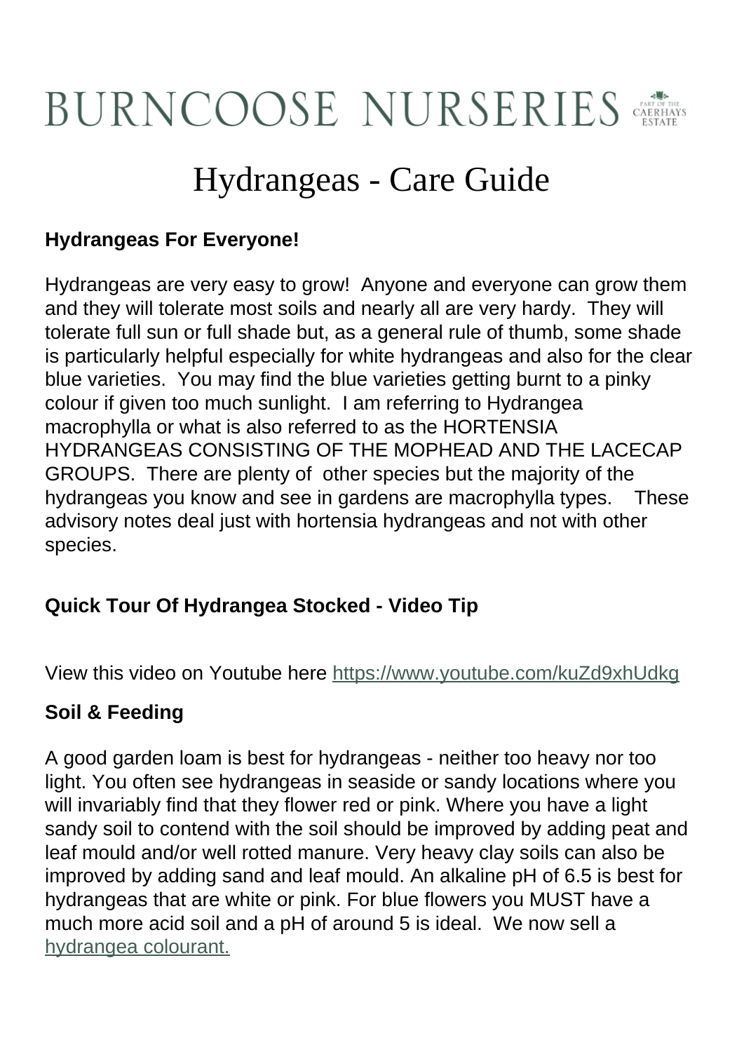# BURNCOOSE NURSERIES

PART OF THE CAERHAYS ESTATE

## Hydrangeas - Care Guide

**Hydrangeas For Everyone!**

Hydrangeas are very easy to grow! Anyone and everyone can grow them and they will tolerate most soils and nearly all are very hardy. They will tolerate full sun or full shade but, as a general rule of thumb, some shade is particularly helpful especially for white hydrangeas and also for the clear blue varieties. You may find the blue varieties getting burnt to a pinky colour if given too much sunlight. I am referring to Hydrangea macrophylla or what is also referred to as the HORTENSIA HYDRANGEAS CONSISTING OF THE MOPHEAD AND THE LACECAP GROUPS. There are plenty of other species but the majority of the hydrangeas you know and see in gardens are macrophylla types. These advisory notes deal just with hortensia hydrangeas and not with other species.

**Quick Tour Of Hydrangea Stocked - Video Tip**

View this video on Youtube here [https://www.youtube.com/kuZd9xhUdkg](https://www.youtube.com/kuZd9xhUdkg)

**Soil & Feeding**

A good garden loam is best for hydrangeas - neither too heavy nor too light. You often see hydrangeas in seaside or sandy locations where you will invariably find that they flower red or pink. Where you have a light sandy soil to contend with the soil should be improved by adding peat and leaf mould and/or well rotted manure. Very heavy clay soils can also be improved by adding sand and leaf mould. An alkaline pH of 6.5 is best for hydrangeas that are white or pink. For blue flowers you MUST have a much more acid soil and a pH of around 5 is ideal. We now sell a hydrangea colourant.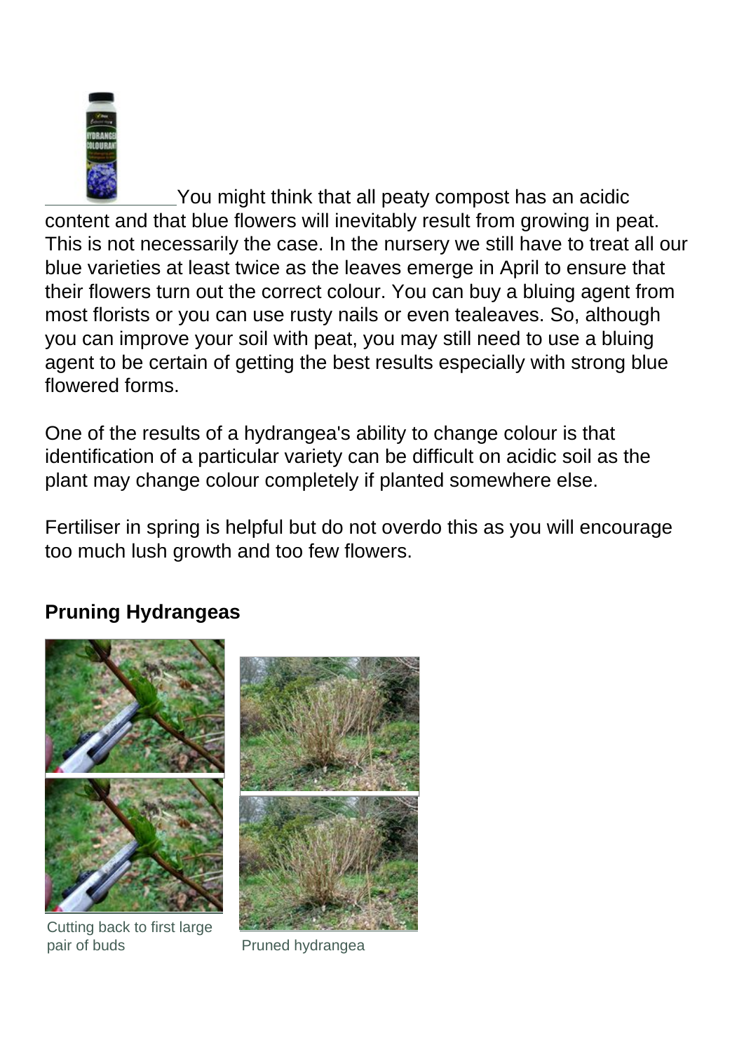You might think that all peaty compost has an acidic content and that blue flowers will inevitably result from growing in peat. This is not necessarily the case. In the nursery we still have to treat all our blue varieties at least twice as the leaves emerge in April to ensure that their flowers turn out the correct colour. You can buy a bluing agent from most florists or you can use rusty nails or even tealeaves. So, although you can improve your soil with peat, you may still need to use a bluing agent to be certain of getting the best results especially with strong blue flowered forms.

One of the results of a hydrangea's ability to change colour is that identification of a particular variety can be difficult on acidic soil as the plant may change colour completely if planted somewhere else.

Fertiliser in spring is helpful but do not overdo this as you will encourage too much lush growth and too few flowers.

### Pruning Hydrangeas

Cutting back to first large pair of buds

Pruned hydrangea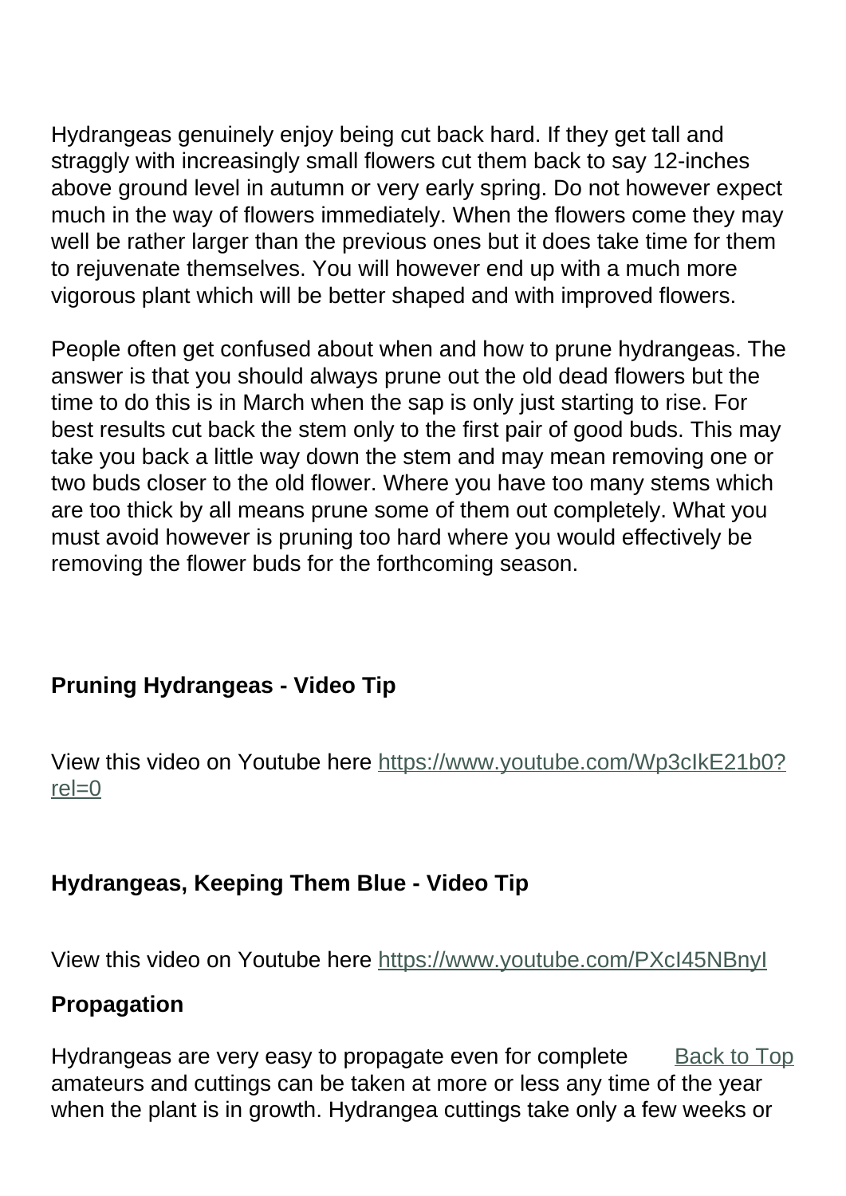Hydrangeas genuinely enjoy being cut back hard. If they get tall and straggly with increasingly small flowers cut them back to say 12-inches above ground level in autumn or very early spring. Do not however expect much in the way of flowers immediately. When the flowers come they may well be rather larger than the previous ones but it does take time for them to rejuvenate themselves. You will however end up with a much more vigorous plant which will be better shaped and with improved flowers.

People often get confused about when and how to prune hydrangeas. The answer is that you should always prune out the old dead flowers but the time to do this is in March when the sap is only just starting to rise. For best results cut back the stem only to the first pair of good buds. This may take you back a little way down the stem and may mean removing one or two buds closer to the old flower. Where you have too many stems which are too thick by all means prune some of them out completely. What you must avoid however is pruning too hard where you would effectively be removing the flower buds for the forthcoming season.

**Pruning Hydrangeas - Video Tip**

View this video on Youtube here [https://www.youtube.com/Wp3cIkE21b0?rel=0](https://www.youtube.com/Wp3cIkE21b0?rel=0)

**Hydrangeas, Keeping Them Blue - Video Tip**

View this video on Youtube here [https://www.youtube.com/PXcI45NBnyI](https://www.youtube.com/PXcI45NBnyI)

**Propagation**

Hydrangeas are very easy to propagate even for complete amateurs and cuttings can be taken at more or less any time of the year when the plant is in growth. Hydrangea cuttings take only a few weeks or

[Back to Top]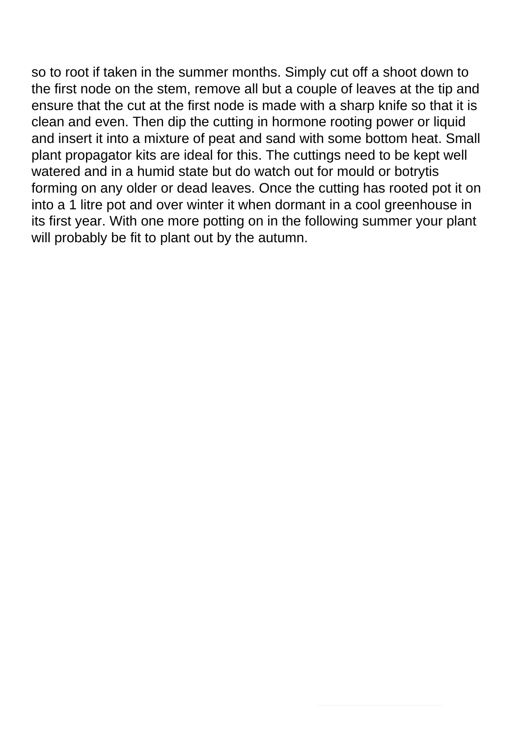so to root if taken in the summer months. Simply cut off a shoot down to the first node on the stem, remove all but a couple of leaves at the tip and ensure that the cut at the first node is made with a sharp knife so that it is clean and even. Then dip the cutting in hormone rooting power or liquid and insert it into a mixture of peat and sand with some bottom heat. Small plant propagator kits are ideal for this. The cuttings need to be kept well watered and in a humid state but do watch out for mould or botrytis forming on any older or dead leaves. Once the cutting has rooted pot it on into a 1 litre pot and over winter it when dormant in a cool greenhouse in its first year. With one more potting on in the following summer your plant will probably be fit to plant out by the autumn.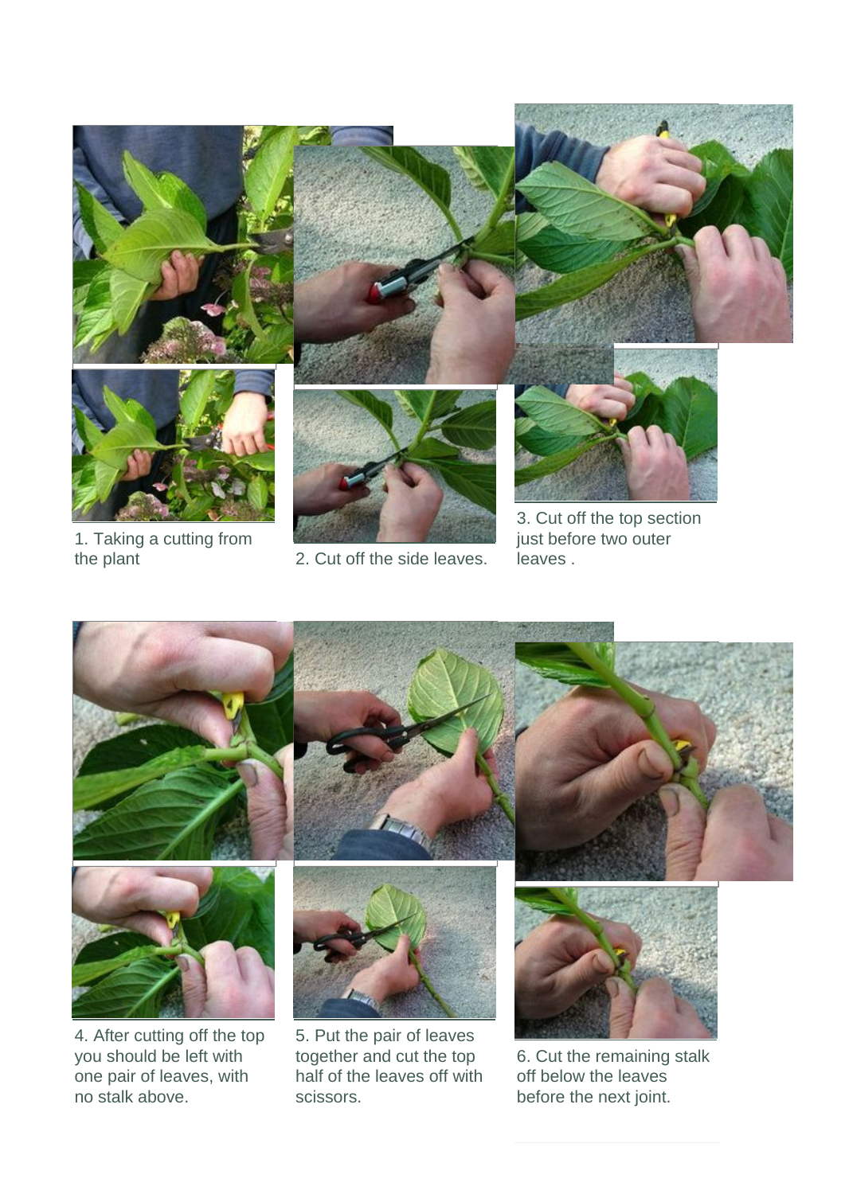1. Taking a cutting from the plant

2. Cut off the side leaves.

3. Cut off the top section just before two outer leaves .

4. After cutting off the top you should be left with one pair of leaves, with no stalk above.

5. Put the pair of leaves together and cut the top half of the leaves off with scissors.

6. Cut the remaining stalk off below the leaves before the next joint.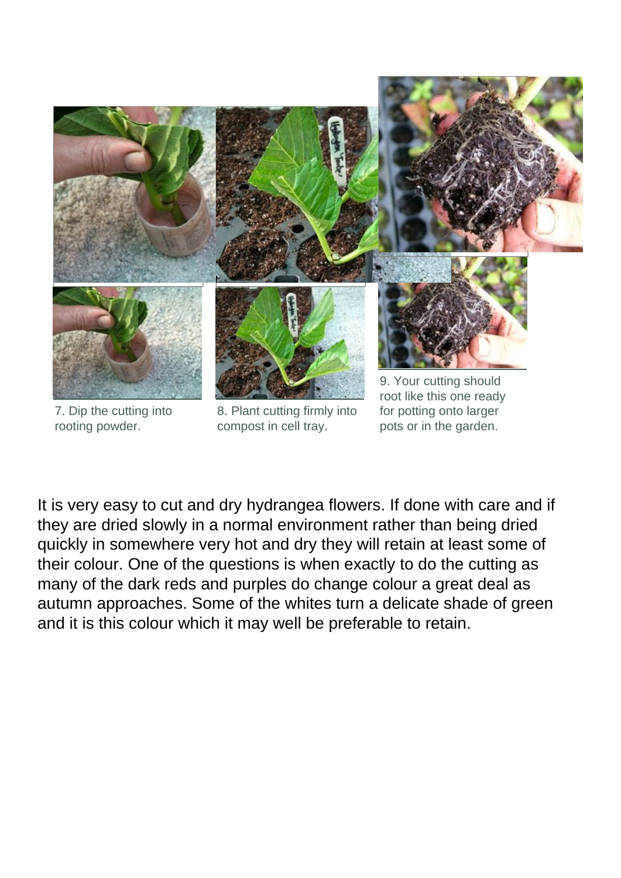7. Dip the cutting into rooting powder.

8. Plant cutting firmly into compost in cell tray.

9. Your cutting should root like this one ready for potting onto larger pots or in the garden.

It is very easy to cut and dry hydrangea flowers. If done with care and if they are dried slowly in a normal environment rather than being dried quickly in somewhere very hot and dry they will retain at least some of their colour. One of the questions is when exactly to do the cutting as many of the dark reds and purples do change colour a great deal as autumn approaches. Some of the whites turn a delicate shade of green and it is this colour which it may well be preferable to retain.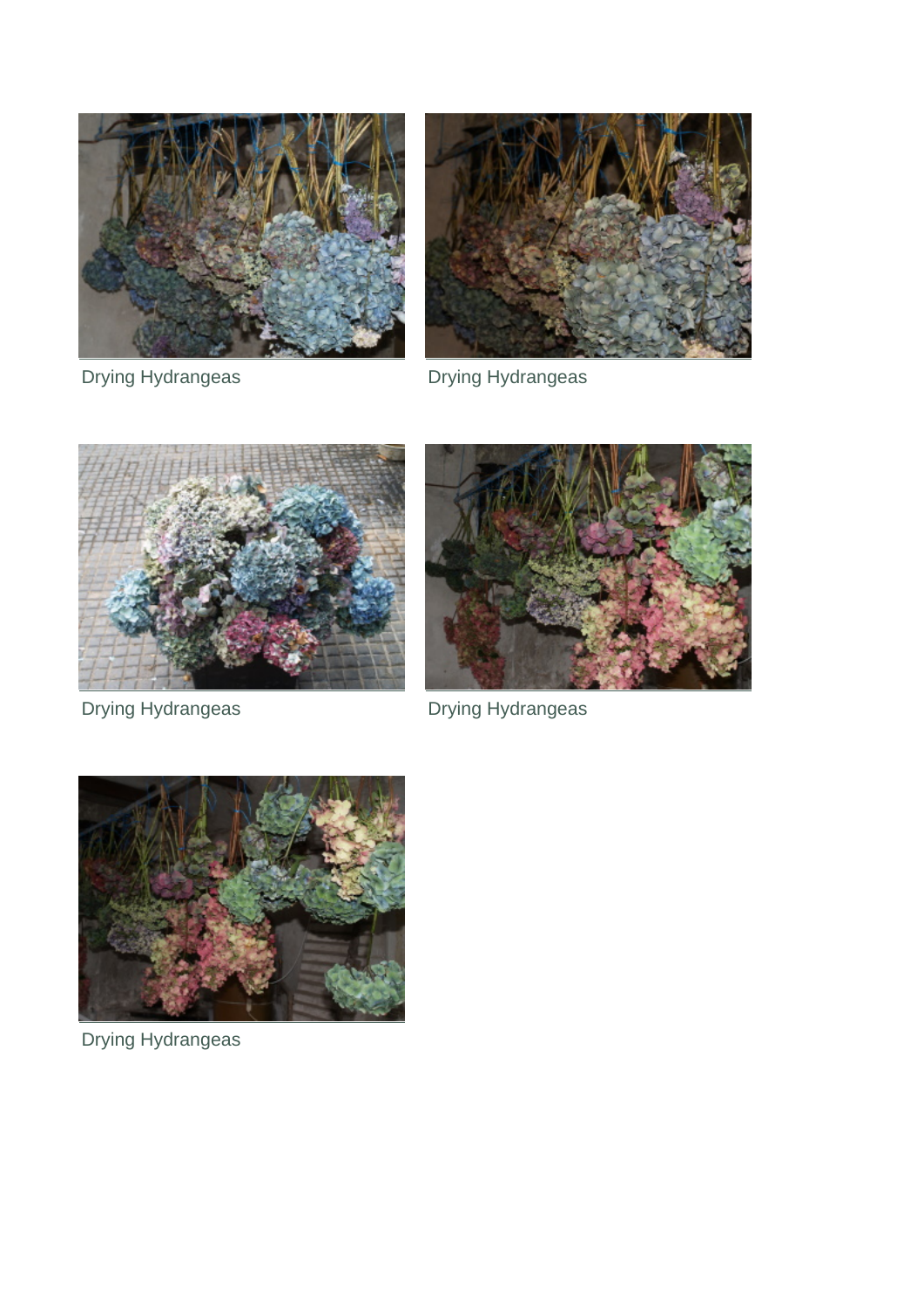Drying Hydrangeas

Drying Hydrangeas

Drying Hydrangeas

Drying Hydrangeas

Drying Hydrangeas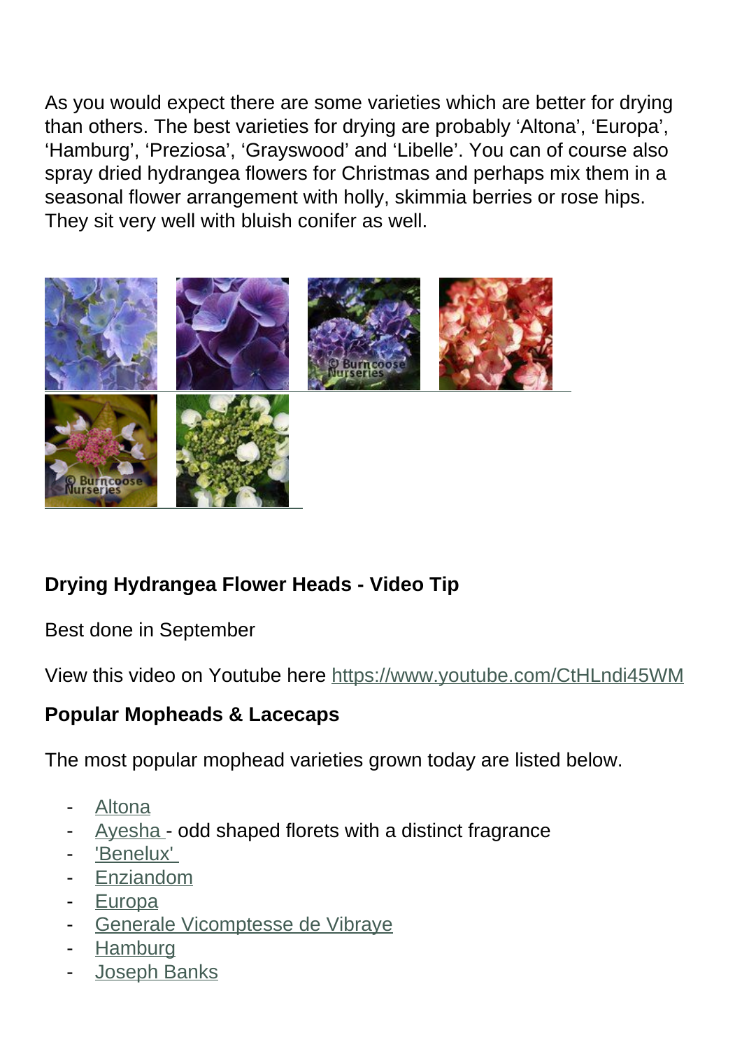As you would expect there are some varieties which are better for drying than others. The best varieties for drying are probably ‘Altona’, ‘Europa’, ‘Hamburg’, ‘Preziosa’, ‘Grayswood’ and ‘Libelle’. You can of course also spray dried hydrangea flowers for Christmas and perhaps mix them in a seasonal flower arrangement with holly, skimmia berries or rose hips. They sit very well with bluish conifer as well.

### Drying Hydrangea Flower Heads - Video Tip

Best done in September

View this video on Youtube here https://www.youtube.com/CtHLndi45WM

### Popular Mopheads & Lacecaps

The most popular mophead varieties grown today are listed below.

- Altona
- Ayesha - odd shaped florets with a distinct fragrance
- 'Benelux'
- Enziandom
- Europa
- Generale Vicomptesse de Vibraye
- Hamburg
- Joseph Banks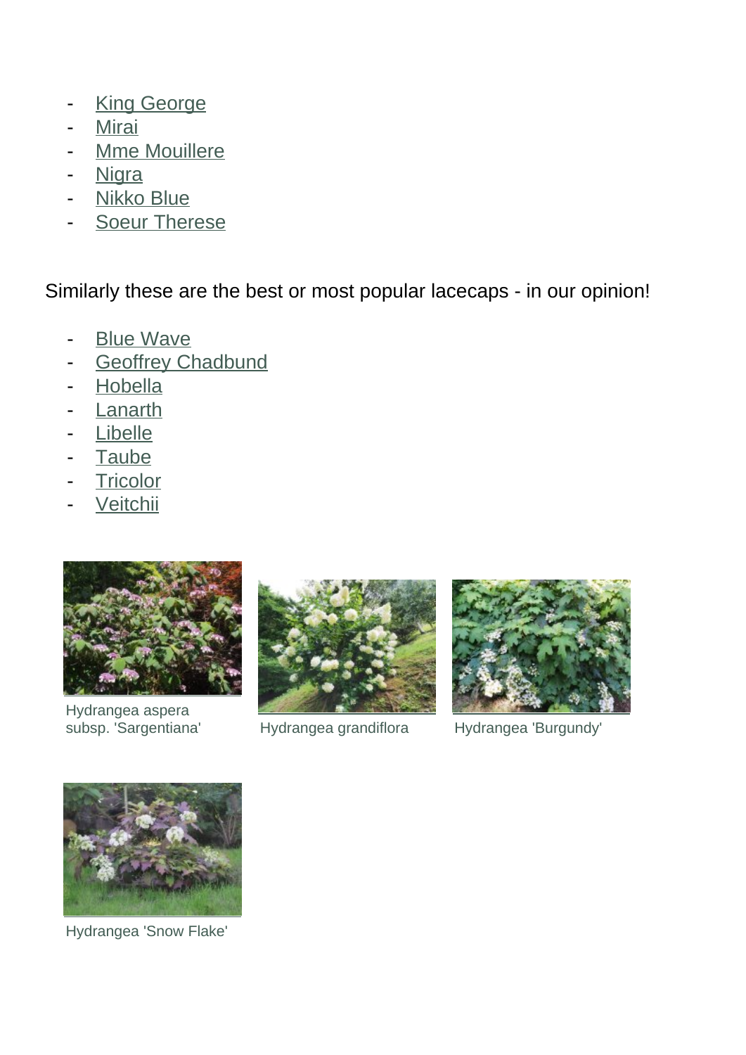- King George
- Mirai
- Mme Mouillere
- Nigra
- Nikko Blue
- Soeur Therese

Similarly these are the best or most popular lacecaps - in our opinion!

- Blue Wave
- Geoffrey Chadbund
- Hobella
- Lanarth
- Libelle
- Taube
- Tricolor
- Veitchii

Hydrangea aspera subsp. 'Sargentiana'

Hydrangea grandiflora

Hydrangea 'Burgundy'

Hydrangea 'Snow Flake'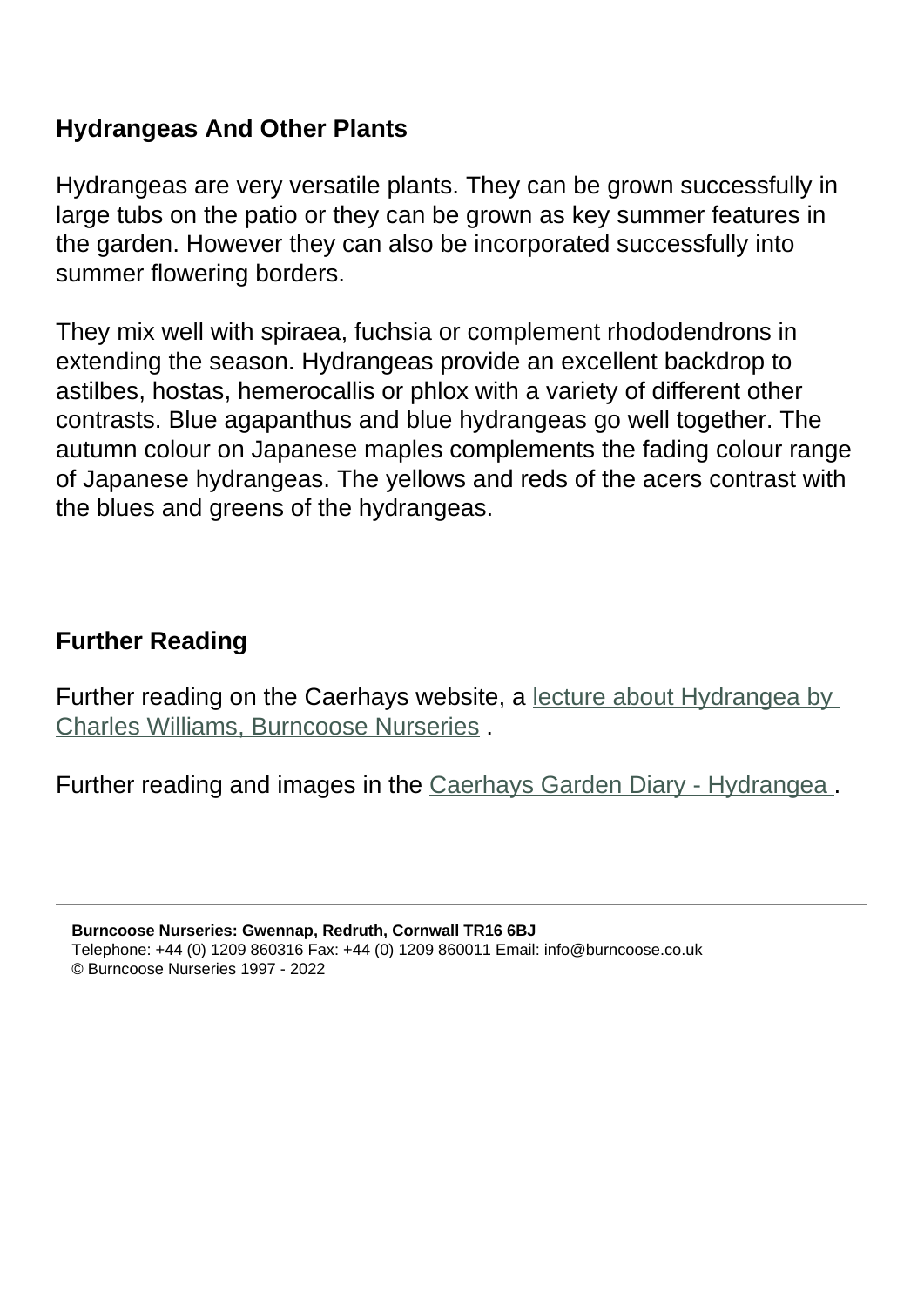## Hydrangeas And Other Plants

Hydrangeas are very versatile plants. They can be grown successfully in large tubs on the patio or they can be grown as key summer features in the garden. However they can also be incorporated successfully into summer flowering borders.

They mix well with spiraea, fuchsia or complement rhododendrons in extending the season. Hydrangeas provide an excellent backdrop to astilbes, hostas, hemerocallis or phlox with a variety of different other contrasts. Blue agapanthus and blue hydrangeas go well together. The autumn colour on Japanese maples complements the fading colour range of Japanese hydrangeas. The yellows and reds of the acers contrast with the blues and greens of the hydrangeas.

## Further Reading

Further reading on the Caerhays website, a lecture about Hydrangea by Charles Williams, Burncoose Nurseries .

Further reading and images in the Caerhays Garden Diary - Hydrangea .

**Burncoose Nurseries: Gwennap, Redruth, Cornwall TR16 6BJ**
Telephone: +44 (0) 1209 860316 Fax: +44 (0) 1209 860011 Email: info@burncoose.co.uk
© Burncoose Nurseries 1997 - 2022